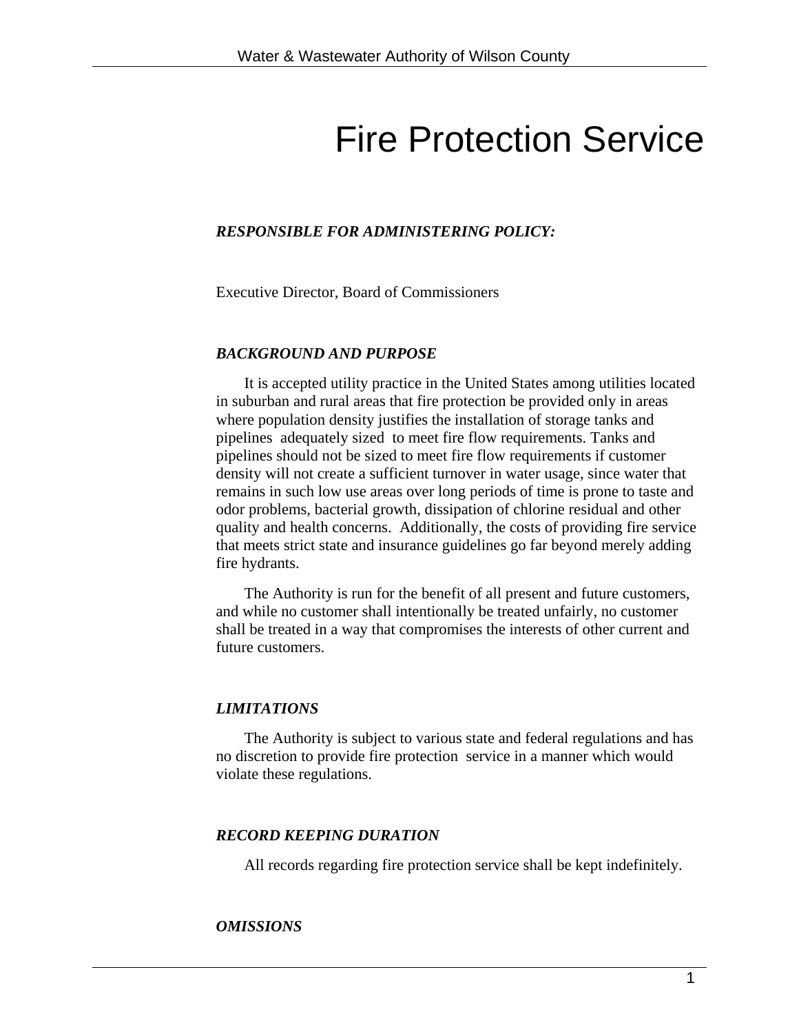# Fire Protection Service

***RESPONSIBLE FOR ADMINISTERING POLICY:***

Executive Director, Board of Commissioners

***BACKGROUND AND PURPOSE***

It is accepted utility practice in the United States among utilities located in suburban and rural areas that fire protection be provided only in areas where population density justifies the installation of storage tanks and pipelines adequately sized to meet fire flow requirements. Tanks and pipelines should not be sized to meet fire flow requirements if customer density will not create a sufficient turnover in water usage, since water that remains in such low use areas over long periods of time is prone to taste and odor problems, bacterial growth, dissipation of chlorine residual and other quality and health concerns. Additionally, the costs of providing fire service that meets strict state and insurance guidelines go far beyond merely adding fire hydrants.

The Authority is run for the benefit of all present and future customers, and while no customer shall intentionally be treated unfairly, no customer shall be treated in a way that compromises the interests of other current and future customers.

***LIMITATIONS***

The Authority is subject to various state and federal regulations and has no discretion to provide fire protection service in a manner which would violate these regulations.

***RECORD KEEPING DURATION***

All records regarding fire protection service shall be kept indefinitely.

***OMISSIONS***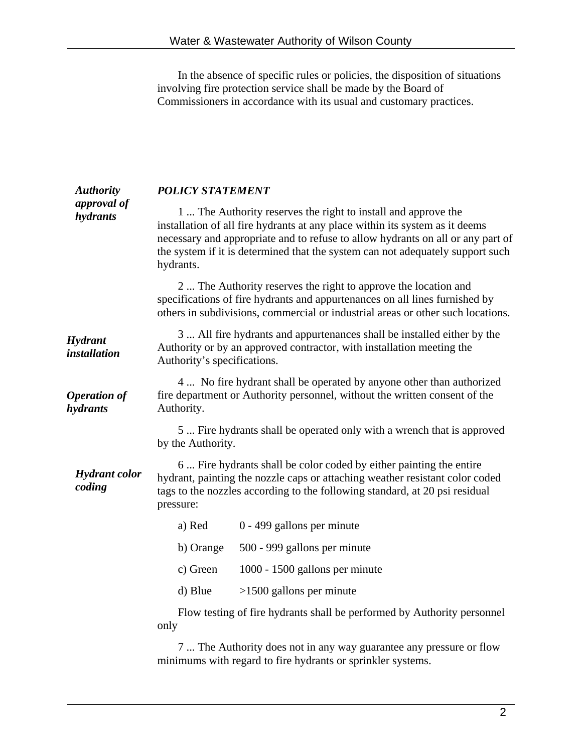In the absence of specific rules or policies, the disposition of situations involving fire protection service shall be made by the Board of Commissioners in accordance with its usual and customary practices.

***Authority approval of hydrants***

## *POLICY STATEMENT*

1 ... The Authority reserves the right to install and approve the installation of all fire hydrants at any place within its system as it deems necessary and appropriate and to refuse to allow hydrants on all or any part of the system if it is determined that the system can not adequately support such hydrants.

2 ... The Authority reserves the right to approve the location and specifications of fire hydrants and appurtenances on all lines furnished by others in subdivisions, commercial or industrial areas or other such locations.

***Hydrant installation***

3 ... All fire hydrants and appurtenances shall be installed either by the Authority or by an approved contractor, with installation meeting the Authority's specifications.

***Operation of hydrants***

4 ... No fire hydrant shall be operated by anyone other than authorized fire department or Authority personnel, without the written consent of the Authority.

5 ... Fire hydrants shall be operated only with a wrench that is approved by the Authority.

***Hydrant color coding***

6 ... Fire hydrants shall be color coded by either painting the entire hydrant, painting the nozzle caps or attaching weather resistant color coded tags to the nozzles according to the following standard, at 20 psi residual pressure:

| | |
|---|---|
| a) Red | 0 - 499 gallons per minute |
| b) Orange | 500 - 999 gallons per minute |
| c) Green | 1000 - 1500 gallons per minute |
| d) Blue | >1500 gallons per minute |

Flow testing of fire hydrants shall be performed by Authority personnel only

7 ... The Authority does not in any way guarantee any pressure or flow minimums with regard to fire hydrants or sprinkler systems.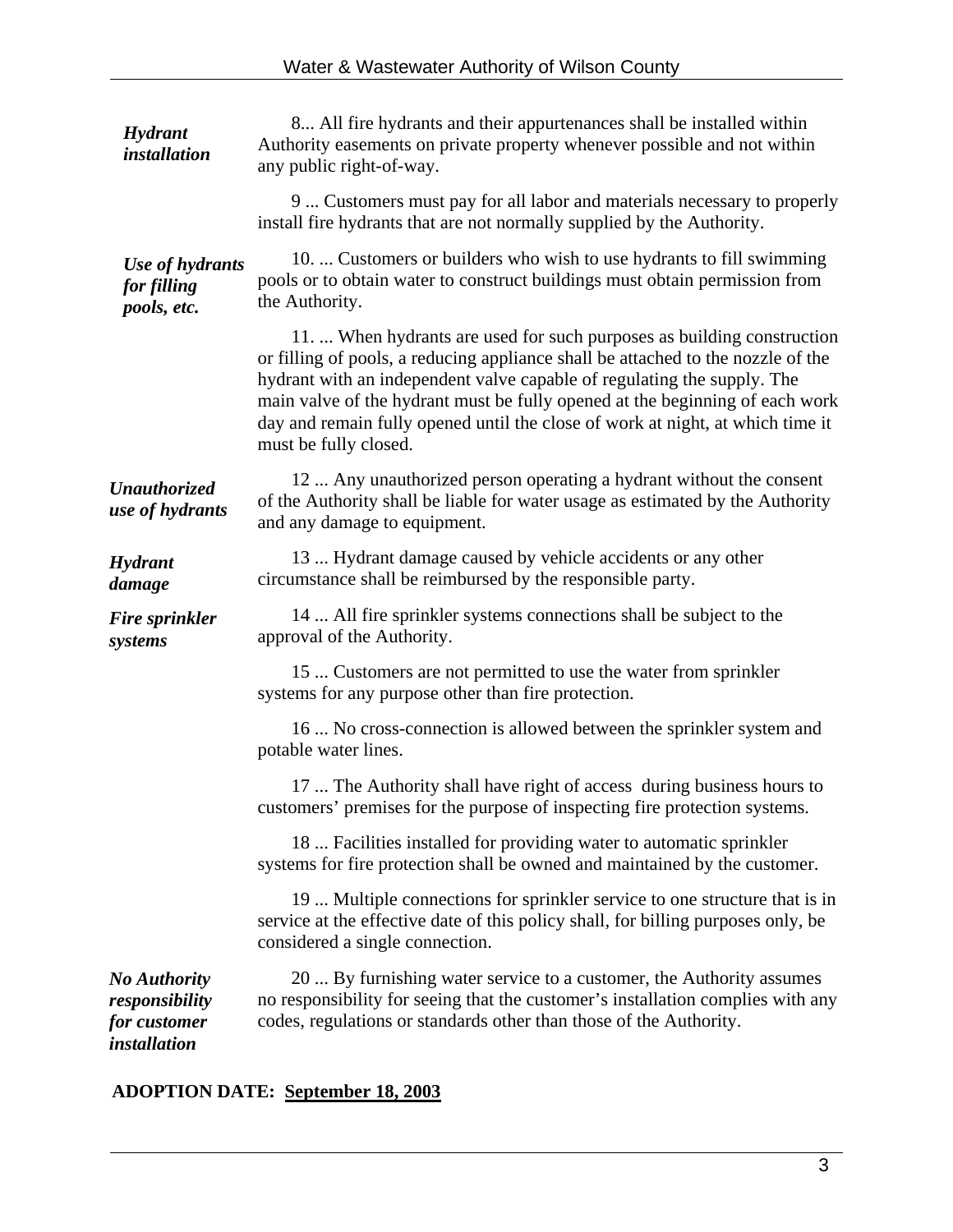***Hydrant installation***

8... All fire hydrants and their appurtenances shall be installed within Authority easements on private property whenever possible and not within any public right-of-way.

9 ... Customers must pay for all labor and materials necessary to properly install fire hydrants that are not normally supplied by the Authority.

***Use of hydrants for filling pools, etc.***

10. ... Customers or builders who wish to use hydrants to fill swimming pools or to obtain water to construct buildings must obtain permission from the Authority.

11. ... When hydrants are used for such purposes as building construction or filling of pools, a reducing appliance shall be attached to the nozzle of the hydrant with an independent valve capable of regulating the supply. The main valve of the hydrant must be fully opened at the beginning of each work day and remain fully opened until the close of work at night, at which time it must be fully closed.

***Unauthorized use of hydrants***

12 ... Any unauthorized person operating a hydrant without the consent of the Authority shall be liable for water usage as estimated by the Authority and any damage to equipment.

***Hydrant damage***

13 ... Hydrant damage caused by vehicle accidents or any other circumstance shall be reimbursed by the responsible party.

***Fire sprinkler systems***

14 ... All fire sprinkler systems connections shall be subject to the approval of the Authority.

15 ... Customers are not permitted to use the water from sprinkler systems for any purpose other than fire protection.

16 ... No cross-connection is allowed between the sprinkler system and potable water lines.

17 ... The Authority shall have right of access during business hours to customers' premises for the purpose of inspecting fire protection systems.

18 ... Facilities installed for providing water to automatic sprinkler systems for fire protection shall be owned and maintained by the customer.

19 ... Multiple connections for sprinkler service to one structure that is in service at the effective date of this policy shall, for billing purposes only, be considered a single connection.

***No Authority responsibility for customer installation***

20 ... By furnishing water service to a customer, the Authority assumes no responsibility for seeing that the customer's installation complies with any codes, regulations or standards other than those of the Authority.

**ADOPTION DATE: September 18, 2003**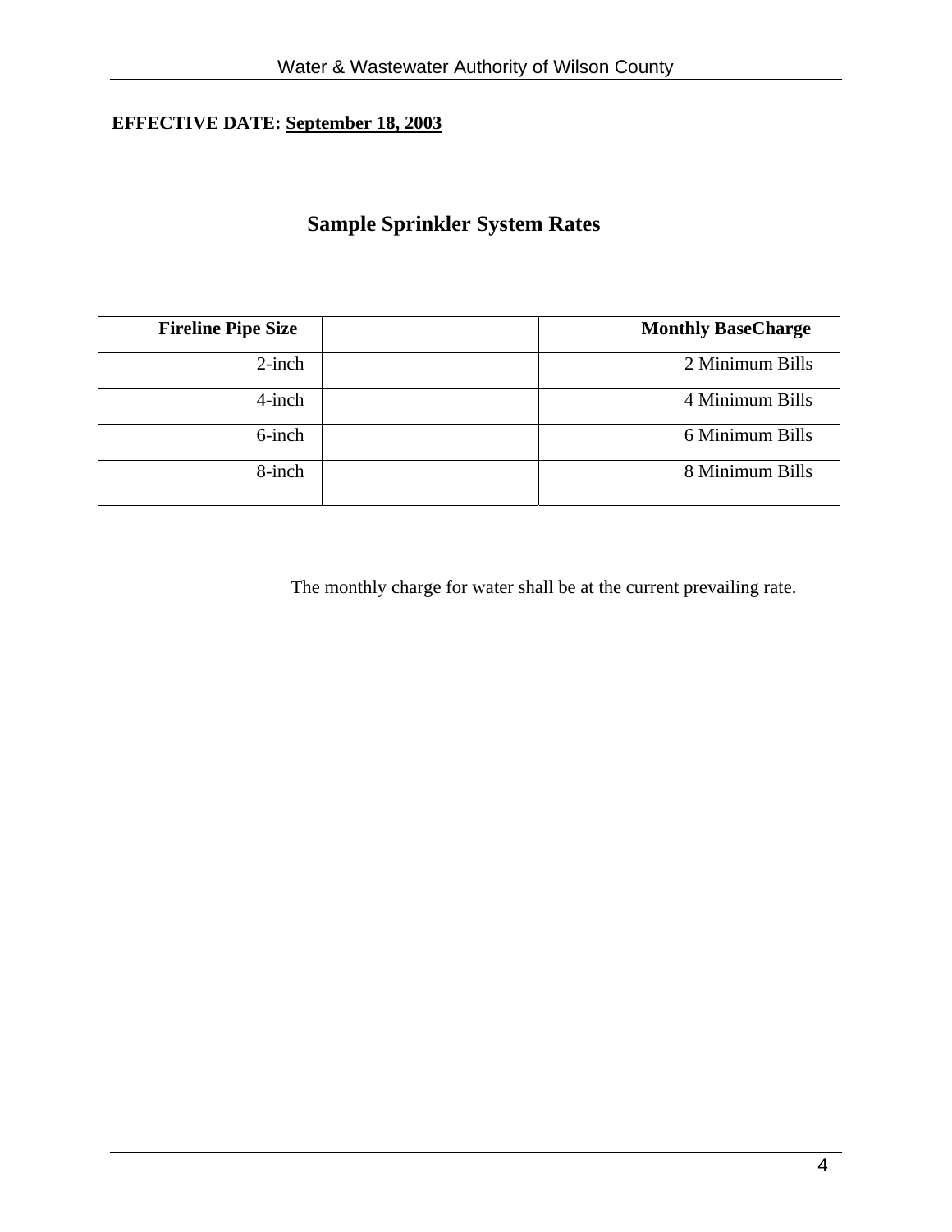**EFFECTIVE DATE: September 18, 2003**

## Sample Sprinkler System Rates

| Fireline Pipe Size | | Monthly BaseCharge |
|---|---|---|
| 2-inch | | 2 Minimum Bills |
| 4-inch | | 4 Minimum Bills |
| 6-inch | | 6 Minimum Bills |
| 8-inch | | 8 Minimum Bills |

The monthly charge for water shall be at the current prevailing rate.